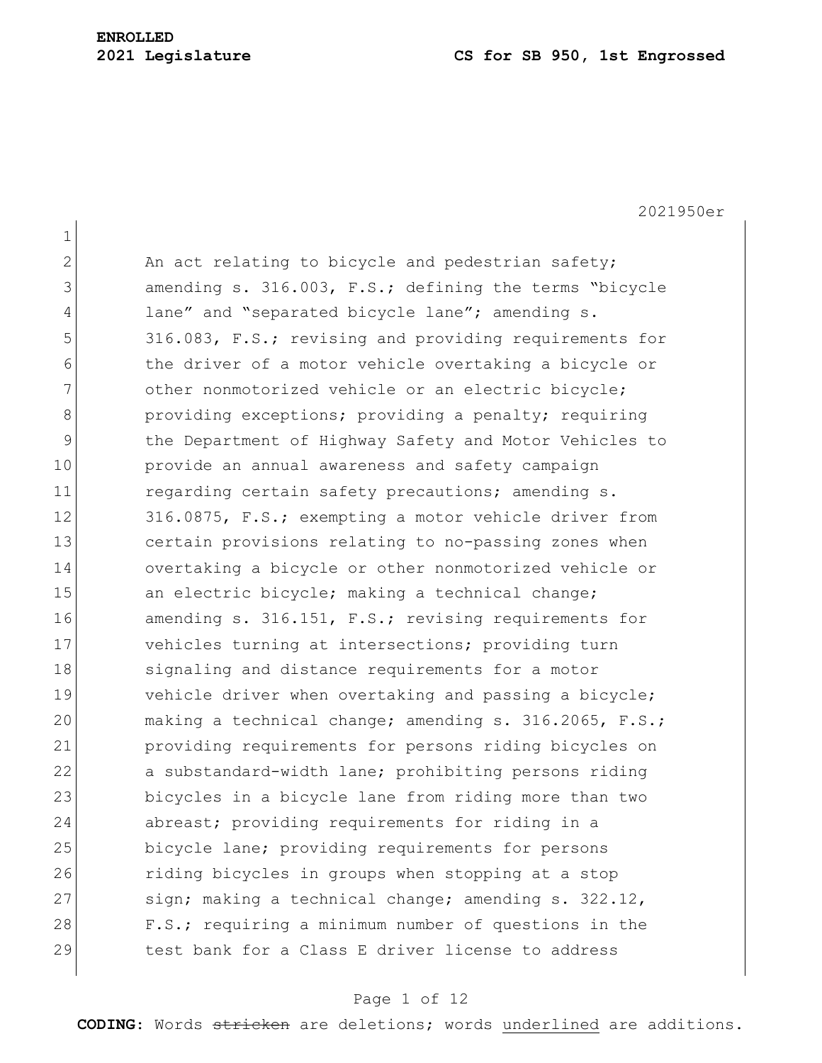An act relating to bicycle and pedestrian safety; amending s. 316.003, F.S.; defining the terms "bicycle lane" and "separated bicycle lane"; amending s. 316.083, F.S.; revising and providing requirements for the driver of a motor vehicle overtaking a bicycle or other nonmotorized vehicle or an electric bicycle; providing exceptions; providing a penalty; requiring the Department of Highway Safety and Motor Vehicles to provide an annual awareness and safety campaign regarding certain safety precautions; amending s. 316.0875, F.S.; exempting a motor vehicle driver from certain provisions relating to no-passing zones when overtaking a bicycle or other nonmotorized vehicle or an electric bicycle; making a technical change; amending s. 316.151, F.S.; revising requirements for vehicles turning at intersections; providing turn signaling and distance requirements for a motor vehicle driver when overtaking and passing a bicycle; making a technical change; amending s. 316.2065, F.S.; providing requirements for persons riding bicycles on a substandard-width lane; prohibiting persons riding bicycles in a bicycle lane from riding more than two abreast; providing requirements for riding in a bicycle lane; providing requirements for persons riding bicycles in groups when stopping at a stop sign; making a technical change; amending s. 322.12, F.S.; requiring a minimum number of questions in the test bank for a Class E driver license to address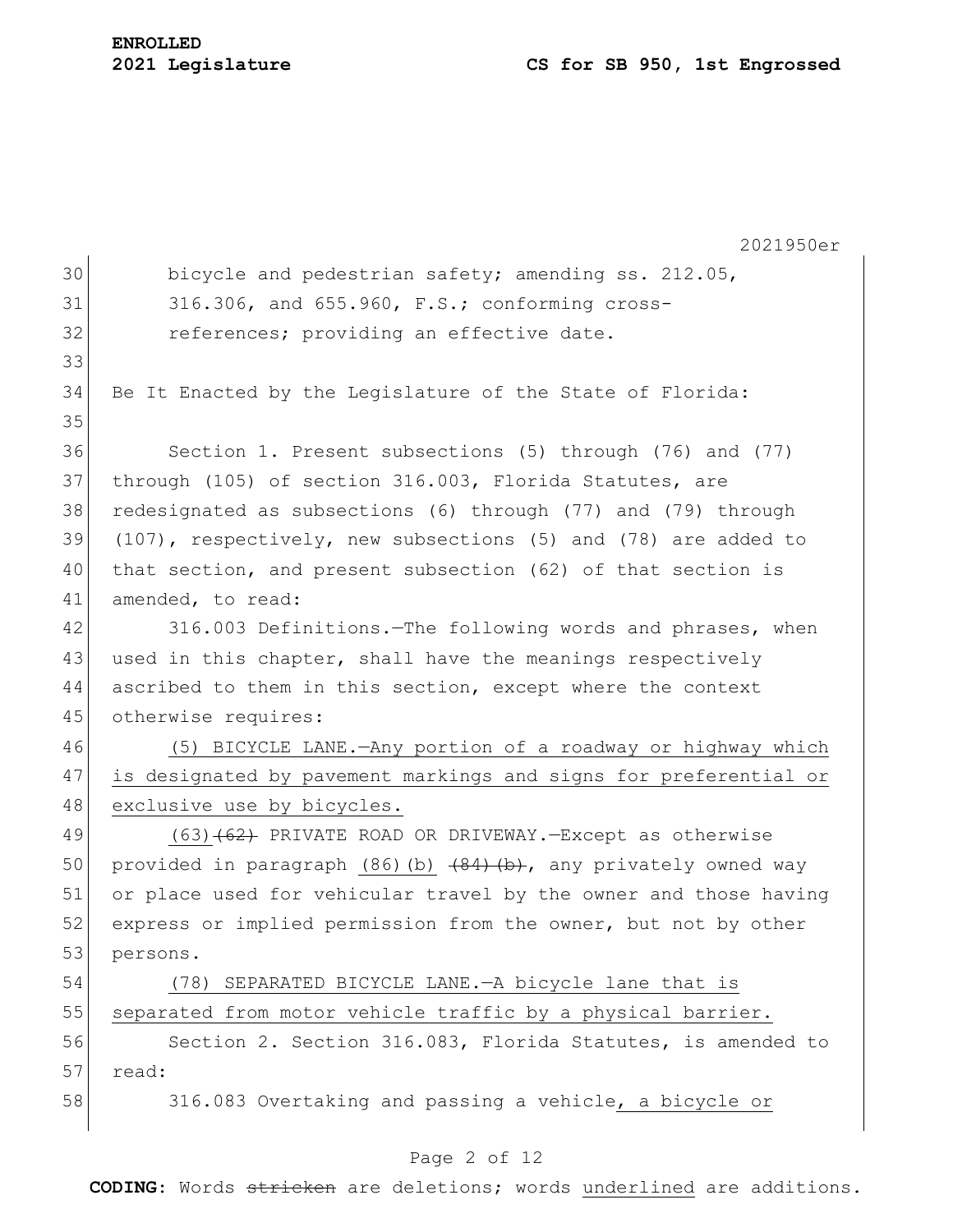bicycle and pedestrian safety; amending ss. 212.05, 316.306, and 655.960, F.S.; conforming cross-references; providing an effective date.

Be It Enacted by the Legislature of the State of Florida:

Section 1. Present subsections (5) through (76) and (77) through (105) of section 316.003, Florida Statutes, are redesignated as subsections (6) through (77) and (79) through (107), respectively, new subsections (5) and (78) are added to that section, and present subsection (62) of that section is amended, to read:

316.003 Definitions.—The following words and phrases, when used in this chapter, shall have the meanings respectively ascribed to them in this section, except where the context otherwise requires:

<u>(5) BICYCLE LANE.—Any portion of a roadway or highway which is designated by pavement markings and signs for preferential or exclusive use by bicycles.</u>

<u>(63)</u>~~(62)~~ PRIVATE ROAD OR DRIVEWAY.—Except as otherwise provided in paragraph <u>(86)(b)</u> ~~(84)(b)~~, any privately owned way or place used for vehicular travel by the owner and those having express or implied permission from the owner, but not by other persons.

<u>(78) SEPARATED BICYCLE LANE.—A bicycle lane that is separated from motor vehicle traffic by a physical barrier.</u>

Section 2. Section 316.083, Florida Statutes, is amended to read:

316.083 Overtaking and passing a vehicle<u>, a bicycle or</u>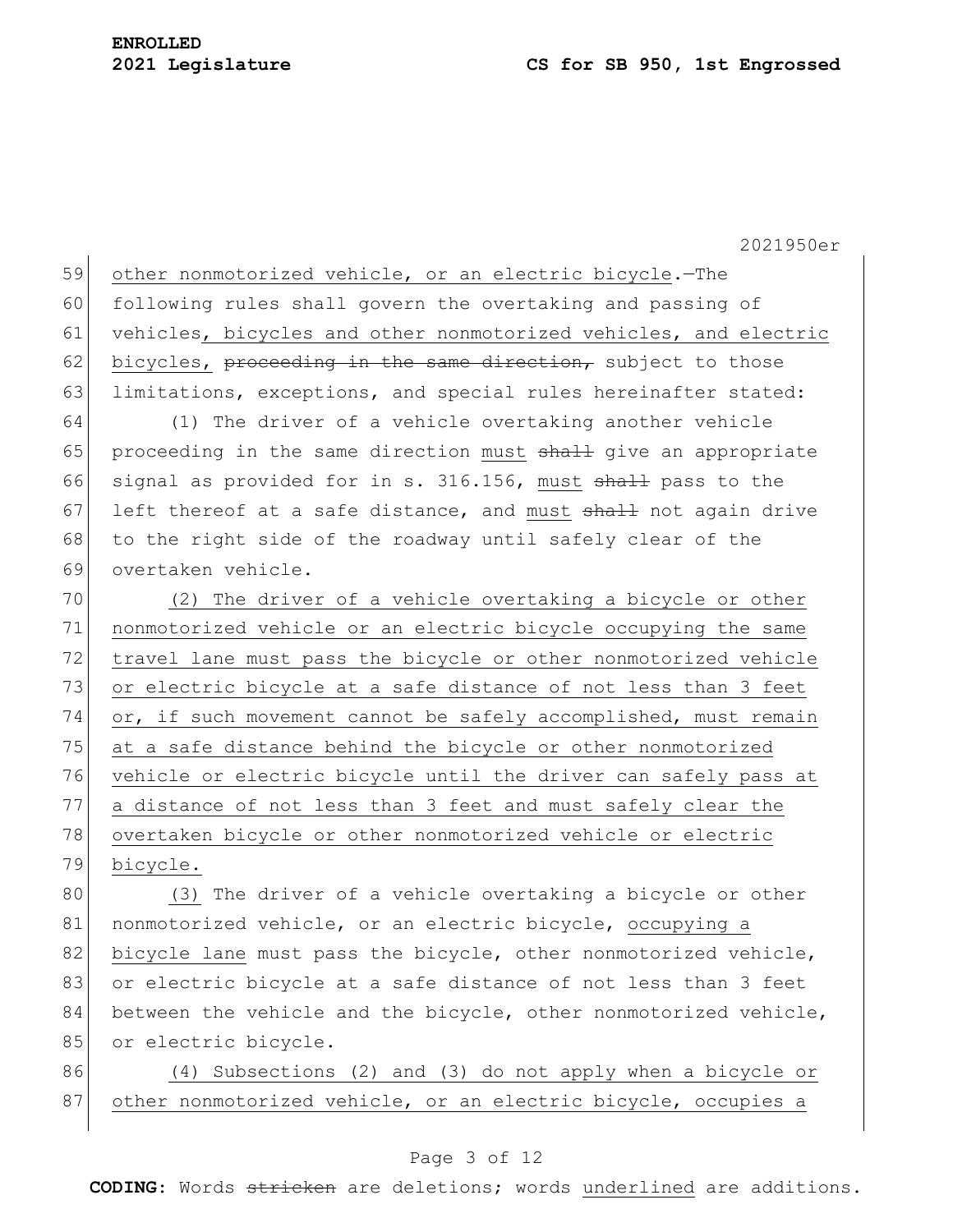<u>other nonmotorized vehicle, or an electric bicycle</u>.—The following rules shall govern the overtaking and passing of vehicles<u>, bicycles and other nonmotorized vehicles, and electric bicycles,</u> ~~proceeding in the same direction,~~ subject to those limitations, exceptions, and special rules hereinafter stated:

(1) The driver of a vehicle overtaking another vehicle proceeding in the same direction <u>must</u> ~~shall~~ give an appropriate signal as provided for in s. 316.156, <u>must</u> ~~shall~~ pass to the left thereof at a safe distance, and <u>must</u> ~~shall~~ not again drive to the right side of the roadway until safely clear of the overtaken vehicle.

<u>(2) The driver of a vehicle overtaking a bicycle or other nonmotorized vehicle or an electric bicycle occupying the same travel lane must pass the bicycle or other nonmotorized vehicle or electric bicycle at a safe distance of not less than 3 feet or, if such movement cannot be safely accomplished, must remain at a safe distance behind the bicycle or other nonmotorized vehicle or electric bicycle until the driver can safely pass at a distance of not less than 3 feet and must safely clear the overtaken bicycle or other nonmotorized vehicle or electric bicycle.</u>

<u>(3)</u> The driver of a vehicle overtaking a bicycle or other nonmotorized vehicle, or an electric bicycle, <u>occupying a bicycle lane</u> must pass the bicycle, other nonmotorized vehicle, or electric bicycle at a safe distance of not less than 3 feet between the vehicle and the bicycle, other nonmotorized vehicle, or electric bicycle.

<u>(4) Subsections (2) and (3) do not apply when a bicycle or other nonmotorized vehicle, or an electric bicycle, occupies a</u>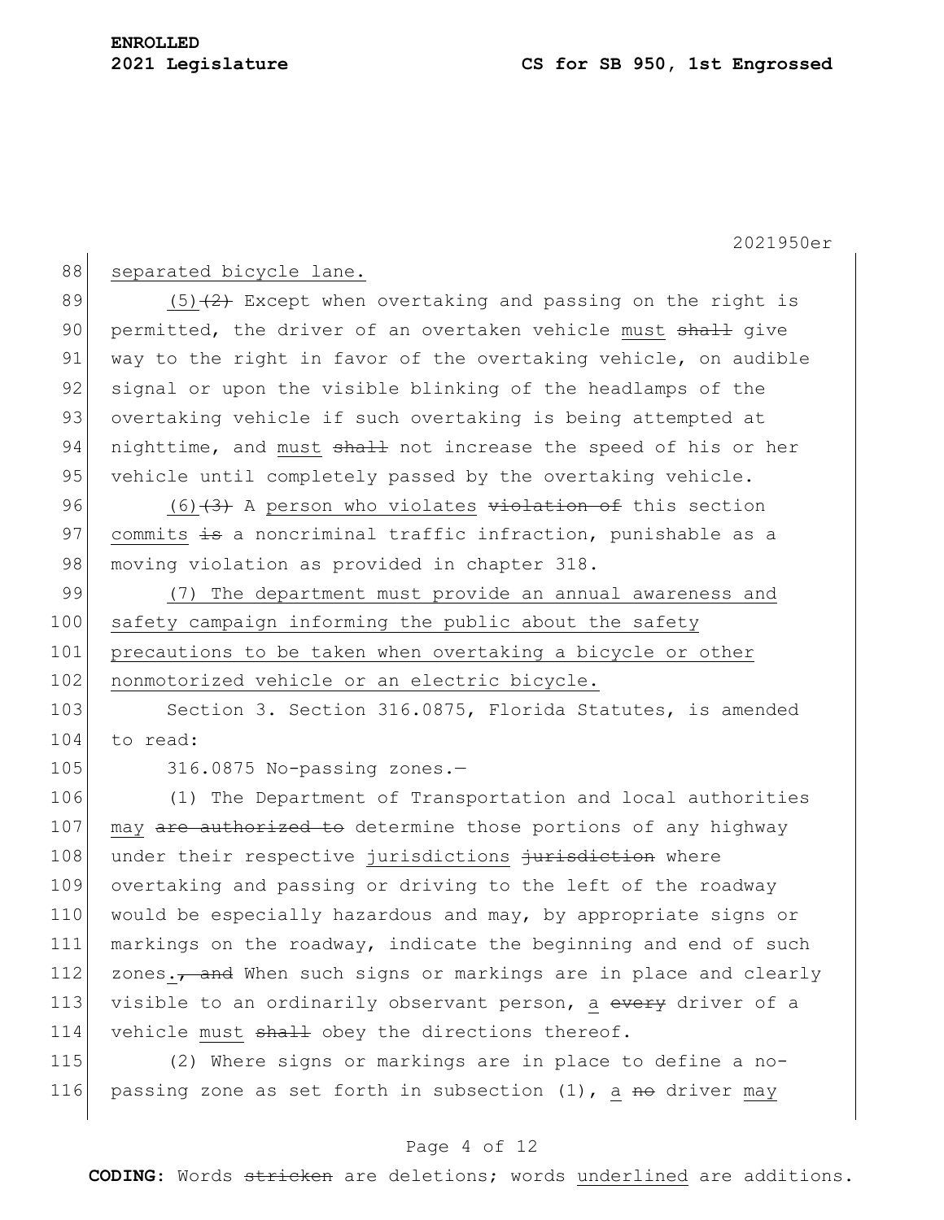separated bicycle lane.

(5) ~~(2)~~ Except when overtaking and passing on the right is permitted, the driver of an overtaken vehicle must ~~shall~~ give way to the right in favor of the overtaking vehicle, on audible signal or upon the visible blinking of the headlamps of the overtaking vehicle if such overtaking is being attempted at nighttime, and must ~~shall~~ not increase the speed of his or her vehicle until completely passed by the overtaking vehicle.

(6) ~~(3)~~ A person who violates ~~violation of~~ this section commits ~~is~~ a noncriminal traffic infraction, punishable as a moving violation as provided in chapter 318.

(7) The department must provide an annual awareness and safety campaign informing the public about the safety precautions to be taken when overtaking a bicycle or other nonmotorized vehicle or an electric bicycle.

Section 3. Section 316.0875, Florida Statutes, is amended to read:

316.0875 No-passing zones.—

(1) The Department of Transportation and local authorities may ~~are authorized to~~ determine those portions of any highway under their respective jurisdictions ~~jurisdiction~~ where overtaking and passing or driving to the left of the roadway would be especially hazardous and may, by appropriate signs or markings on the roadway, indicate the beginning and end of such zones. ~~, and~~ When such signs or markings are in place and clearly visible to an ordinarily observant person, a ~~every~~ driver of a vehicle must ~~shall~~ obey the directions thereof.

(2) Where signs or markings are in place to define a no-passing zone as set forth in subsection (1), a ~~no~~ driver may

**CODING:** Words ~~stricken~~ are deletions; words underlined are additions.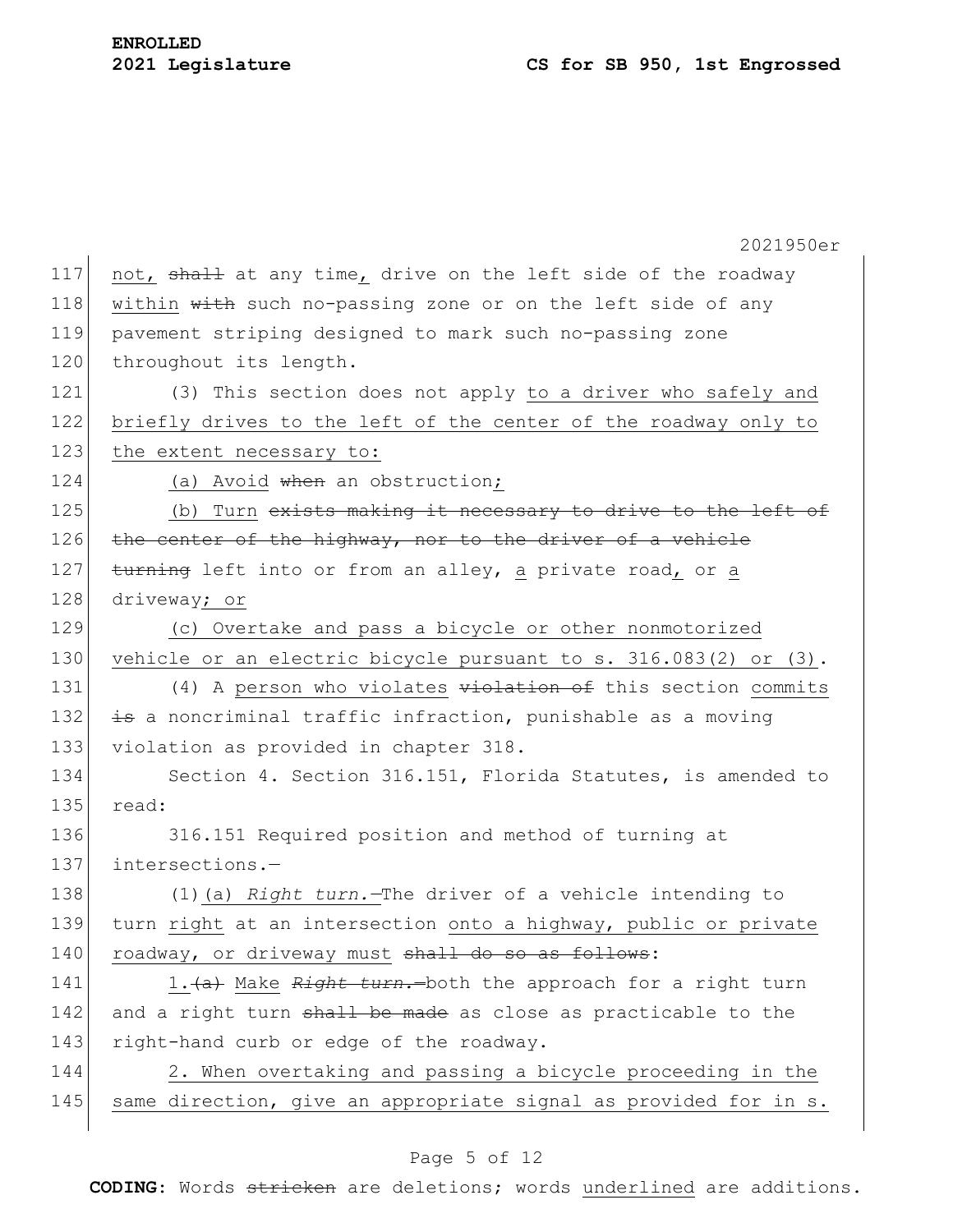not, ~~shall~~ at any time, drive on the left side of the roadway <u>within</u> ~~with~~ such no-passing zone or on the left side of any pavement striping designed to mark such no-passing zone throughout its length.

(3) This section does not apply <u>to a driver who safely and briefly drives to the left of the center of the roadway only to the extent necessary to:</u>

<u>(a) Avoid</u> ~~when~~ an obstruction<u>;</u>

<u>(b) Turn</u> ~~exists making it necessary to drive to the left of the center of the highway, nor to the driver of a vehicle turning~~ left into or from an alley, <u>a</u> private road<u>,</u> or <u>a</u> driveway<u>; or</u>

<u>(c) Overtake and pass a bicycle or other nonmotorized vehicle or an electric bicycle pursuant to s. 316.083(2) or (3).</u>

(4) A <u>person who violates</u> ~~violation of~~ this section <u>commits</u> ~~is~~ a noncriminal traffic infraction, punishable as a moving violation as provided in chapter 318.

Section 4. Section 316.151, Florida Statutes, is amended to read:

316.151 Required position and method of turning at intersections.—

(1)(a) *Right turn.*—The driver of a vehicle intending to turn <u>right</u> at an intersection <u>onto a highway, public or private roadway, or driveway must</u> ~~shall do so as follows~~:

<u>1.</u>~~(a)~~ <u>Make</u> ~~*Right turn.*—~~both the approach for a right turn and a right turn ~~shall be made~~ as close as practicable to the right-hand curb or edge of the roadway.

<u>2. When overtaking and passing a bicycle proceeding in the same direction, give an appropriate signal as provided for in s.</u>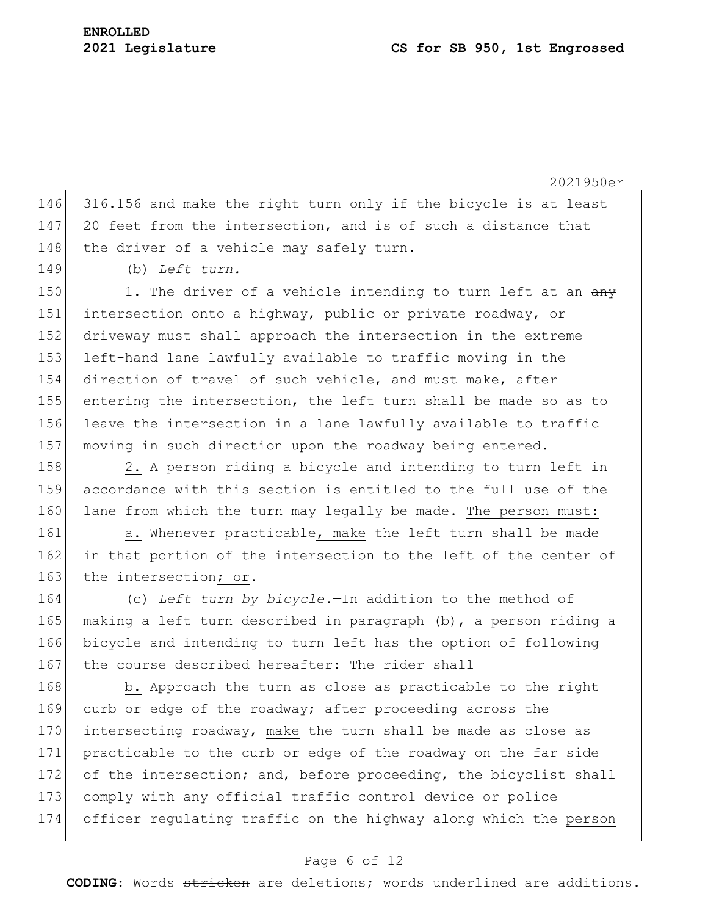316.156 and make the right turn only if the bicycle is at least 20 feet from the intersection, and is of such a distance that the driver of a vehicle may safely turn.

(b) *Left turn.*—

1. The driver of a vehicle intending to turn left at an ~~any~~ intersection onto a highway, public or private roadway, or driveway must ~~shall~~ approach the intersection in the extreme left-hand lane lawfully available to traffic moving in the direction of travel of such vehicle~~,~~ and must make~~, after entering the intersection,~~ the left turn ~~shall be made~~ so as to leave the intersection in a lane lawfully available to traffic moving in such direction upon the roadway being entered.

2. A person riding a bicycle and intending to turn left in accordance with this section is entitled to the full use of the lane from which the turn may legally be made. The person must:

a. Whenever practicable, make the left turn ~~shall be made~~ in that portion of the intersection to the left of the center of the intersection; or~~.~~

~~(c) *Left turn by bicycle.*—In addition to the method of making a left turn described in paragraph (b), a person riding a bicycle and intending to turn left has the option of following the course described hereafter: The rider shall~~

b. Approach the turn as close as practicable to the right curb or edge of the roadway; after proceeding across the intersecting roadway, make the turn ~~shall be made~~ as close as practicable to the curb or edge of the roadway on the far side of the intersection; and, before proceeding, ~~the bicyclist shall~~ comply with any official traffic control device or police officer regulating traffic on the highway along which the person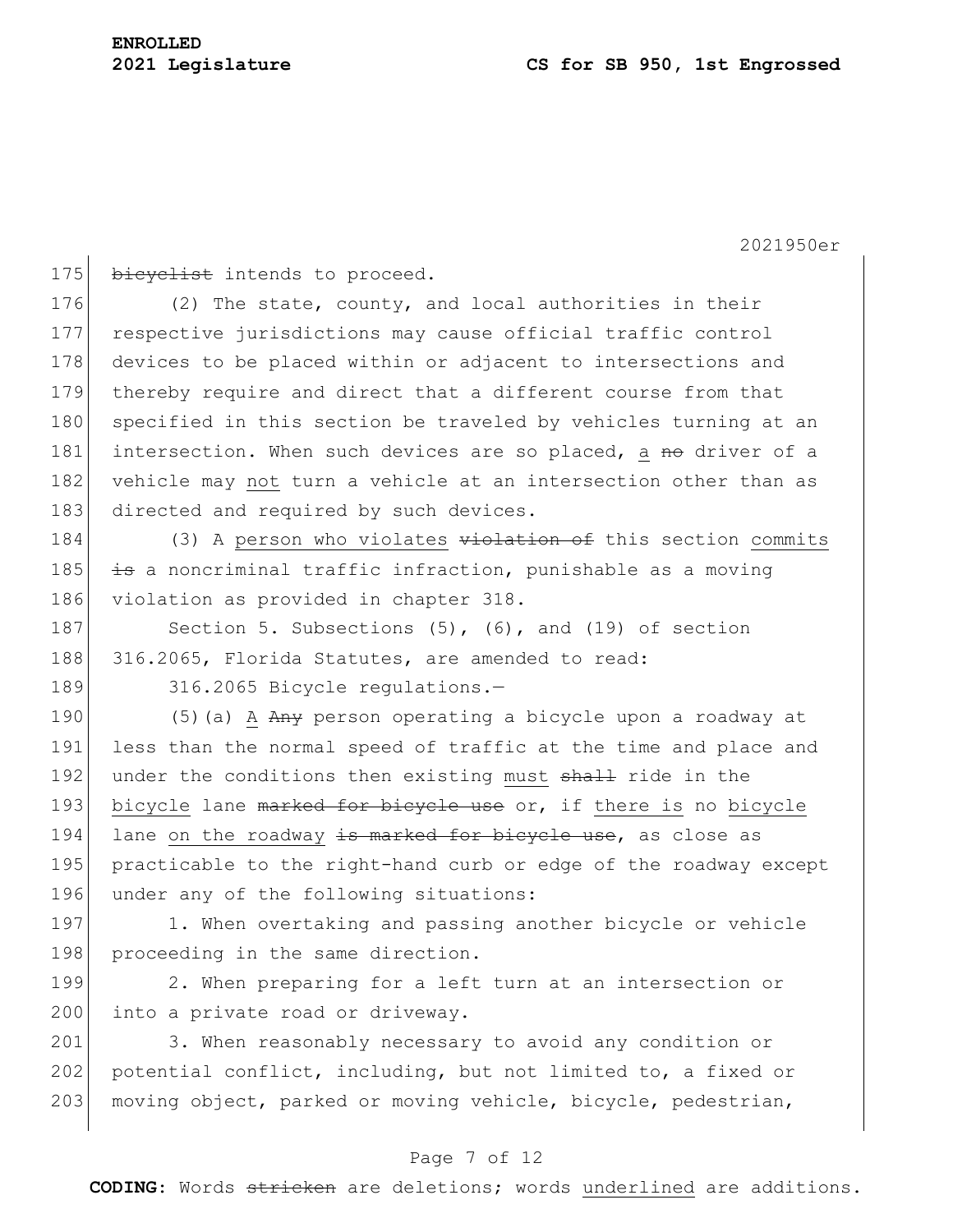~~bicyclist~~ intends to proceed.

(2) The state, county, and local authorities in their respective jurisdictions may cause official traffic control devices to be placed within or adjacent to intersections and thereby require and direct that a different course from that specified in this section be traveled by vehicles turning at an intersection. When such devices are so placed, <u>a</u> ~~no~~ driver of a vehicle may <u>not</u> turn a vehicle at an intersection other than as directed and required by such devices.

(3) A <u>person who violates</u> ~~violation of~~ this section <u>commits</u> ~~is~~ a noncriminal traffic infraction, punishable as a moving violation as provided in chapter 318.

Section 5. Subsections (5), (6), and (19) of section 316.2065, Florida Statutes, are amended to read:

316.2065 Bicycle regulations.—

(5)(a) <u>A</u> ~~Any~~ person operating a bicycle upon a roadway at less than the normal speed of traffic at the time and place and under the conditions then existing <u>must</u> ~~shall~~ ride in the <u>bicycle</u> lane ~~marked for bicycle use~~ or, if <u>there is</u> no <u>bicycle</u> lane <u>on the roadway</u> ~~is marked for bicycle use~~, as close as practicable to the right-hand curb or edge of the roadway except under any of the following situations:

1. When overtaking and passing another bicycle or vehicle proceeding in the same direction.

2. When preparing for a left turn at an intersection or into a private road or driveway.

3. When reasonably necessary to avoid any condition or potential conflict, including, but not limited to, a fixed or moving object, parked or moving vehicle, bicycle, pedestrian,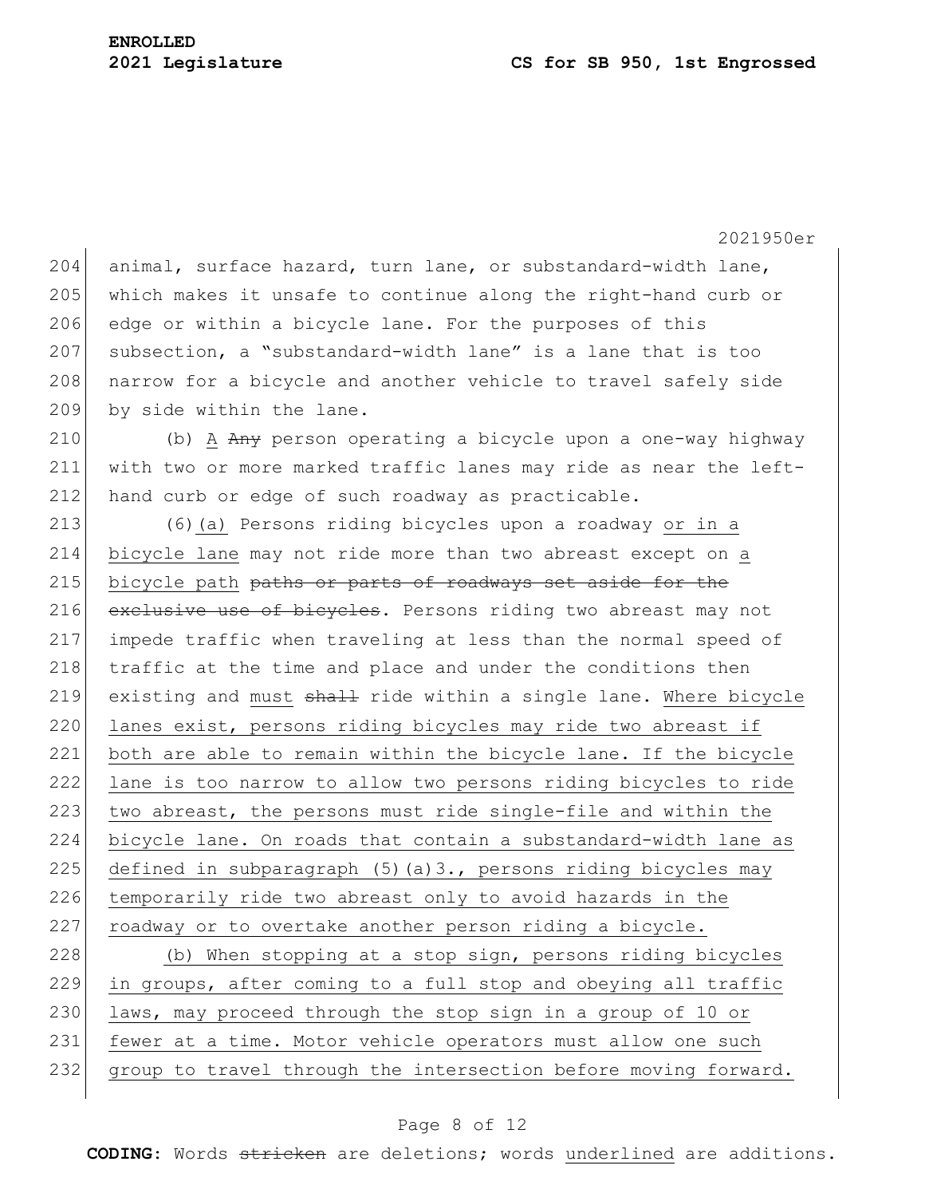animal, surface hazard, turn lane, or substandard-width lane, which makes it unsafe to continue along the right-hand curb or edge or within a bicycle lane. For the purposes of this subsection, a "substandard-width lane" is a lane that is too narrow for a bicycle and another vehicle to travel safely side by side within the lane.

(b) A ~~Any~~ person operating a bicycle upon a one-way highway with two or more marked traffic lanes may ride as near the left-hand curb or edge of such roadway as practicable.

(6)(a) Persons riding bicycles upon a roadway or in a bicycle lane may not ride more than two abreast except on a bicycle path ~~paths or parts of roadways set aside for the exclusive use of bicycles~~. Persons riding two abreast may not impede traffic when traveling at less than the normal speed of traffic at the time and place and under the conditions then existing and must ~~shall~~ ride within a single lane. Where bicycle lanes exist, persons riding bicycles may ride two abreast if both are able to remain within the bicycle lane. If the bicycle lane is too narrow to allow two persons riding bicycles to ride two abreast, the persons must ride single-file and within the bicycle lane. On roads that contain a substandard-width lane as defined in subparagraph (5)(a)3., persons riding bicycles may temporarily ride two abreast only to avoid hazards in the roadway or to overtake another person riding a bicycle.

(b) When stopping at a stop sign, persons riding bicycles in groups, after coming to a full stop and obeying all traffic laws, may proceed through the stop sign in a group of 10 or fewer at a time. Motor vehicle operators must allow one such group to travel through the intersection before moving forward.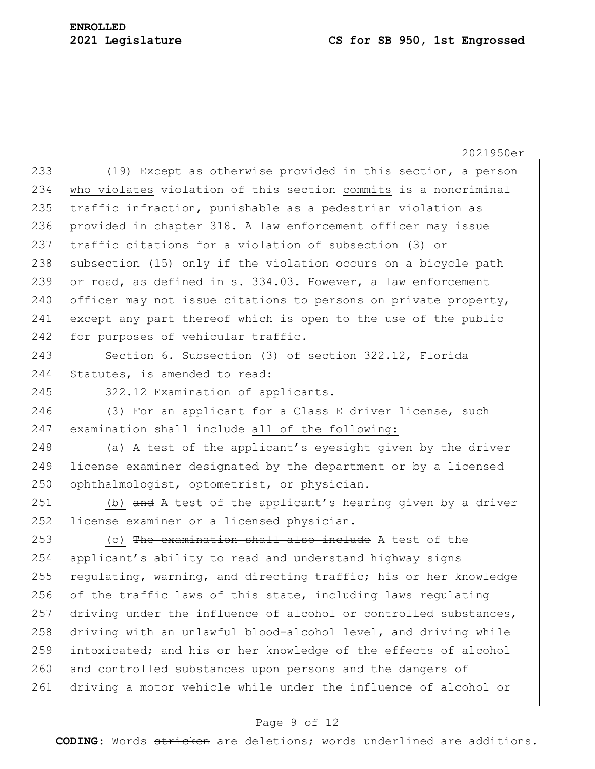(19) Except as otherwise provided in this section, a <u>person who violates</u> ~~violation of~~ this section <u>commits</u> ~~is~~ a noncriminal traffic infraction, punishable as a pedestrian violation as provided in chapter 318. A law enforcement officer may issue traffic citations for a violation of subsection (3) or subsection (15) only if the violation occurs on a bicycle path or road, as defined in s. 334.03. However, a law enforcement officer may not issue citations to persons on private property, except any part thereof which is open to the use of the public for purposes of vehicular traffic.

Section 6. Subsection (3) of section 322.12, Florida Statutes, is amended to read:

322.12 Examination of applicants.—

(3) For an applicant for a Class E driver license, such examination shall include <u>all of the following:</u>

<u>(a)</u> A test of the applicant's eyesight given by the driver license examiner designated by the department or by a licensed ophthalmologist, optometrist, or physician<u>.</u>

<u>(b)</u> ~~and~~ A test of the applicant's hearing given by a driver license examiner or a licensed physician.

<u>(c)</u> ~~The examination shall also include~~ A test of the applicant's ability to read and understand highway signs regulating, warning, and directing traffic; his or her knowledge of the traffic laws of this state, including laws regulating driving under the influence of alcohol or controlled substances, driving with an unlawful blood-alcohol level, and driving while intoxicated; and his or her knowledge of the effects of alcohol and controlled substances upon persons and the dangers of driving a motor vehicle while under the influence of alcohol or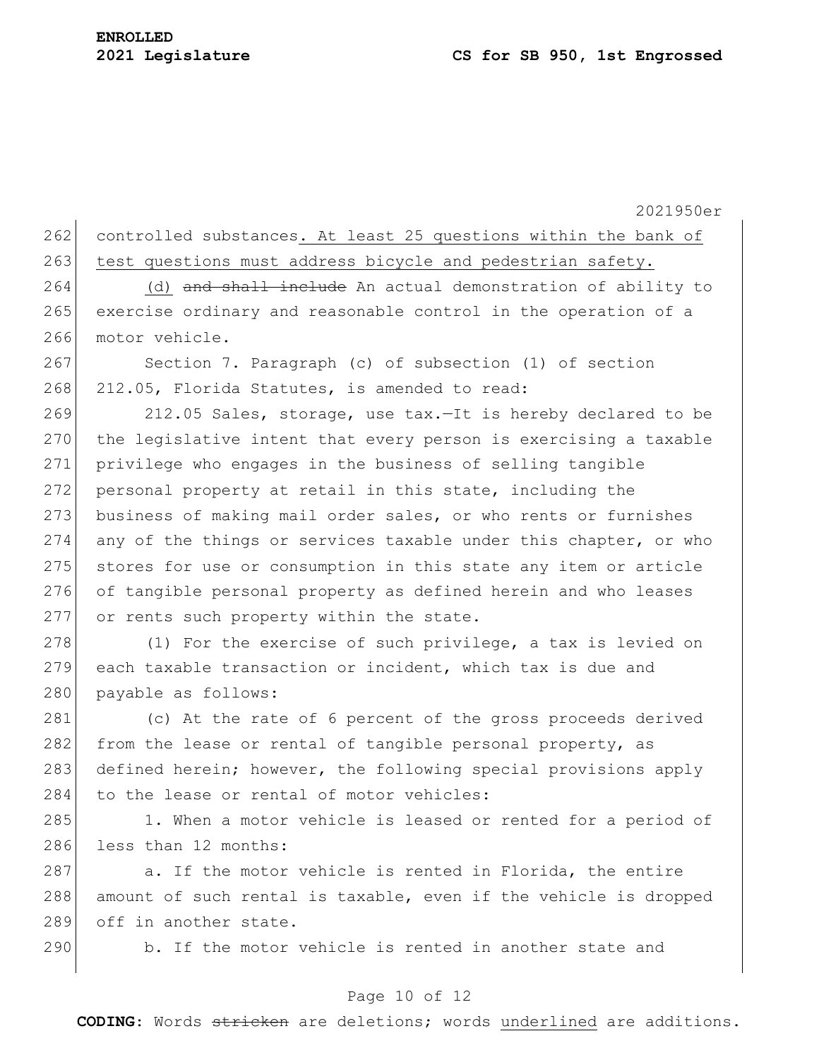controlled substances. At least 25 questions within the bank of test questions must address bicycle and pedestrian safety.

(d) ~~and shall include~~ An actual demonstration of ability to exercise ordinary and reasonable control in the operation of a motor vehicle.

Section 7. Paragraph (c) of subsection (1) of section 212.05, Florida Statutes, is amended to read:

212.05 Sales, storage, use tax.—It is hereby declared to be the legislative intent that every person is exercising a taxable privilege who engages in the business of selling tangible personal property at retail in this state, including the business of making mail order sales, or who rents or furnishes any of the things or services taxable under this chapter, or who stores for use or consumption in this state any item or article of tangible personal property as defined herein and who leases or rents such property within the state.

(1) For the exercise of such privilege, a tax is levied on each taxable transaction or incident, which tax is due and payable as follows:

(c) At the rate of 6 percent of the gross proceeds derived from the lease or rental of tangible personal property, as defined herein; however, the following special provisions apply to the lease or rental of motor vehicles:

1. When a motor vehicle is leased or rented for a period of less than 12 months:

a. If the motor vehicle is rented in Florida, the entire amount of such rental is taxable, even if the vehicle is dropped off in another state.

b. If the motor vehicle is rented in another state and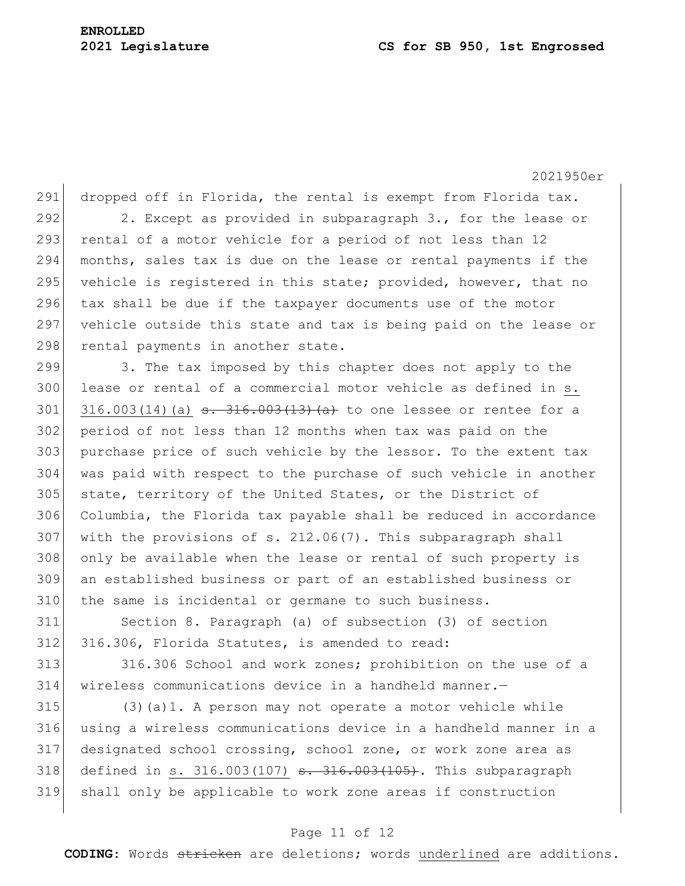dropped off in Florida, the rental is exempt from Florida tax.

2. Except as provided in subparagraph 3., for the lease or rental of a motor vehicle for a period of not less than 12 months, sales tax is due on the lease or rental payments if the vehicle is registered in this state; provided, however, that no tax shall be due if the taxpayer documents use of the motor vehicle outside this state and tax is being paid on the lease or rental payments in another state.

3. The tax imposed by this chapter does not apply to the lease or rental of a commercial motor vehicle as defined in <u>s. 316.003(14)(a)</u> ~~s. 316.003(13)(a)~~ to one lessee or rentee for a period of not less than 12 months when tax was paid on the purchase price of such vehicle by the lessor. To the extent tax was paid with respect to the purchase of such vehicle in another state, territory of the United States, or the District of Columbia, the Florida tax payable shall be reduced in accordance with the provisions of s. 212.06(7). This subparagraph shall only be available when the lease or rental of such property is an established business or part of an established business or the same is incidental or germane to such business.

Section 8. Paragraph (a) of subsection (3) of section 316.306, Florida Statutes, is amended to read:

316.306 School and work zones; prohibition on the use of a wireless communications device in a handheld manner.—

(3)(a)1. A person may not operate a motor vehicle while using a wireless communications device in a handheld manner in a designated school crossing, school zone, or work zone area as defined in <u>s. 316.003(107)</u> ~~s. 316.003(105)~~. This subparagraph shall only be applicable to work zone areas if construction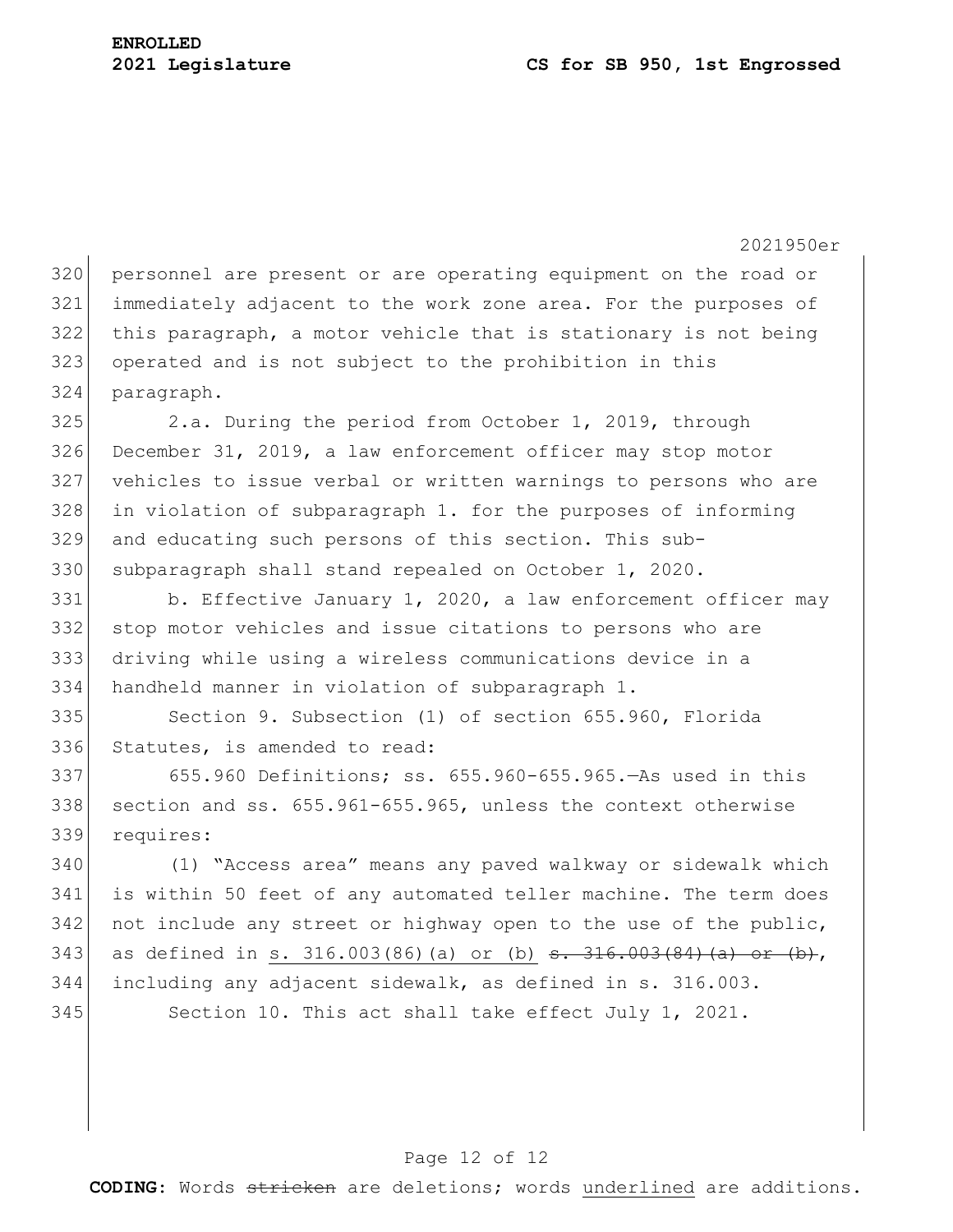personnel are present or are operating equipment on the road or immediately adjacent to the work zone area. For the purposes of this paragraph, a motor vehicle that is stationary is not being operated and is not subject to the prohibition in this paragraph.

2.a. During the period from October 1, 2019, through December 31, 2019, a law enforcement officer may stop motor vehicles to issue verbal or written warnings to persons who are in violation of subparagraph 1. for the purposes of informing and educating such persons of this section. This sub-subparagraph shall stand repealed on October 1, 2020.

b. Effective January 1, 2020, a law enforcement officer may stop motor vehicles and issue citations to persons who are driving while using a wireless communications device in a handheld manner in violation of subparagraph 1.

Section 9. Subsection (1) of section 655.960, Florida Statutes, is amended to read:

655.960 Definitions; ss. 655.960-655.965.—As used in this section and ss. 655.961-655.965, unless the context otherwise requires:

(1) "Access area" means any paved walkway or sidewalk which is within 50 feet of any automated teller machine. The term does not include any street or highway open to the use of the public, as defined in <u>s. 316.003(86)(a) or (b)</u> ~~s. 316.003(84)(a) or (b)~~, including any adjacent sidewalk, as defined in s. 316.003.

Section 10. This act shall take effect July 1, 2021.